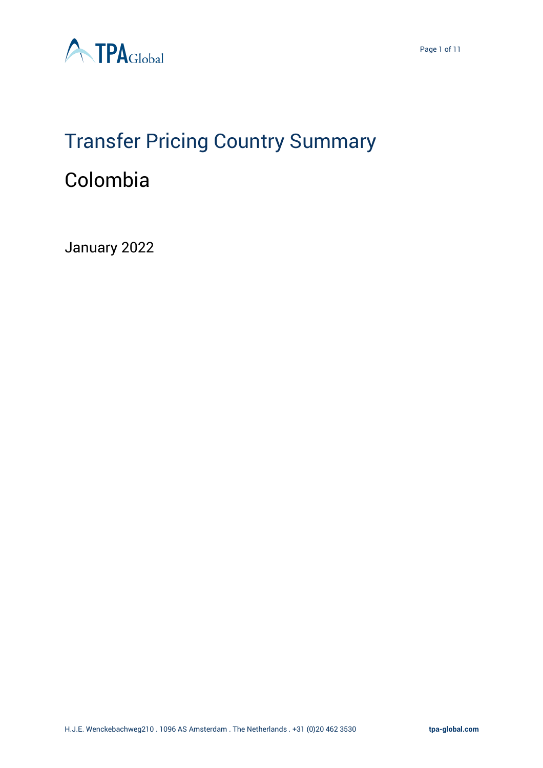# Transfer Pricing Country Summary

## Colombia

January 2022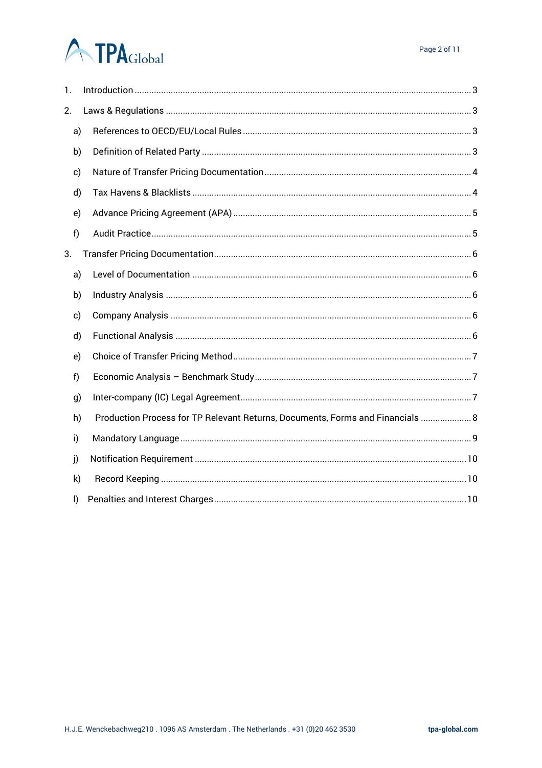1. Introduction ........................................................................................................................................ 3
2. Laws & Regulations ........................................................................................................................... 3
   a) References to OECD/EU/Local Rules ........................................................................................... 3
   b) Definition of Related Party ........................................................................................................... 3
   c) Nature of Transfer Pricing Documentation .................................................................................. 4
   d) Tax Havens & Blacklists ............................................................................................................... 4
   e) Advance Pricing Agreement (APA) ............................................................................................... 5
   f) Audit Practice ................................................................................................................................. 5
3. Transfer Pricing Documentation ........................................................................................................ 6
   a) Level of Documentation ................................................................................................................ 6
   b) Industry Analysis .......................................................................................................................... 6
   c) Company Analysis ......................................................................................................................... 6
   d) Functional Analysis ....................................................................................................................... 6
   e) Choice of Transfer Pricing Method ............................................................................................... 7
   f) Economic Analysis – Benchmark Study ....................................................................................... 7
   g) Inter-company (IC) Legal Agreement ............................................................................................. 7
   h) Production Process for TP Relevant Returns, Documents, Forms and Financials ..................... 8
   i) Mandatory Language ..................................................................................................................... 9
   j) Notification Requirement ............................................................................................................. 10
   k) Record Keeping ........................................................................................................................... 10
   l) Penalties and Interest Charges ..................................................................................................... 10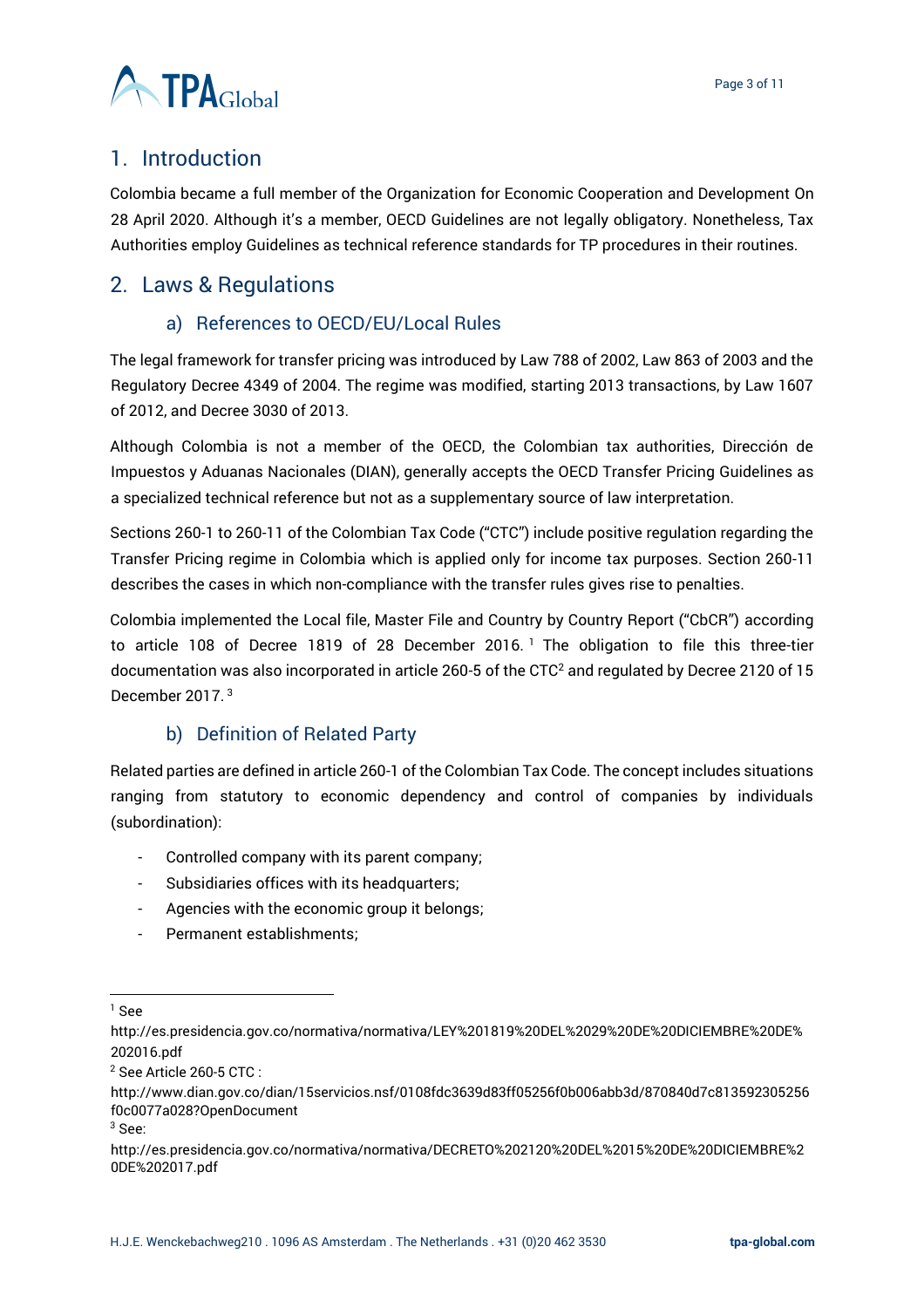## 1. Introduction

Colombia became a full member of the Organization for Economic Cooperation and Development On 28 April 2020. Although it's a member, OECD Guidelines are not legally obligatory. Nonetheless, Tax Authorities employ Guidelines as technical reference standards for TP procedures in their routines.

## 2. Laws & Regulations

### a) References to OECD/EU/Local Rules

The legal framework for transfer pricing was introduced by Law 788 of 2002, Law 863 of 2003 and the Regulatory Decree 4349 of 2004. The regime was modified, starting 2013 transactions, by Law 1607 of 2012, and Decree 3030 of 2013.

Although Colombia is not a member of the OECD, the Colombian tax authorities, Dirección de Impuestos y Aduanas Nacionales (DIAN), generally accepts the OECD Transfer Pricing Guidelines as a specialized technical reference but not as a supplementary source of law interpretation.

Sections 260-1 to 260-11 of the Colombian Tax Code ("CTC") include positive regulation regarding the Transfer Pricing regime in Colombia which is applied only for income tax purposes. Section 260-11 describes the cases in which non-compliance with the transfer rules gives rise to penalties.

Colombia implemented the Local file, Master File and Country by Country Report ("CbCR") according to article 108 of Decree 1819 of 28 December 2016.[1] The obligation to file this three-tier documentation was also incorporated in article 260-5 of the CTC[2] and regulated by Decree 2120 of 15 December 2017.[3]

### b) Definition of Related Party

Related parties are defined in article 260-1 of the Colombian Tax Code. The concept includes situations ranging from statutory to economic dependency and control of companies by individuals (subordination):

- Controlled company with its parent company;
- Subsidiaries offices with its headquarters;
- Agencies with the economic group it belongs;
- Permanent establishments;

---

[1] See http://es.presidencia.gov.co/normativa/normativa/LEY%201819%20DEL%2029%20DE%20DICIEMBRE%20DE%202016.pdf

[2] See Article 260-5 CTC : http://www.dian.gov.co/dian/15servicios.nsf/0108fdc3639d83ff05256f0b006abb3d/870840d7c813592305256f0c0077a028?OpenDocument

[3] See: http://es.presidencia.gov.co/normativa/normativa/DECRETO%202120%20DEL%2015%20DE%20DICIEMBRE%20DE%202017.pdf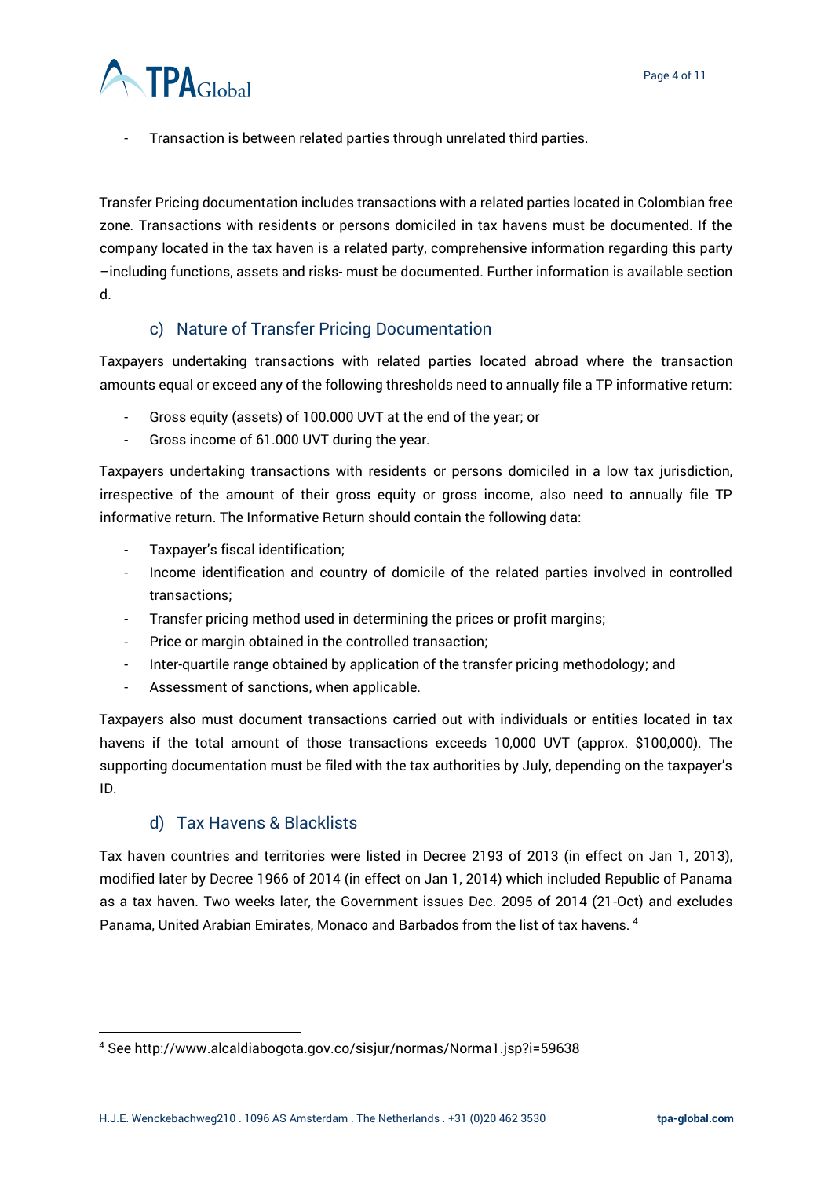- Transaction is between related parties through unrelated third parties.

Transfer Pricing documentation includes transactions with a related parties located in Colombian free zone. Transactions with residents or persons domiciled in tax havens must be documented. If the company located in the tax haven is a related party, comprehensive information regarding this party –including functions, assets and risks- must be documented. Further information is available section d.

### c) Nature of Transfer Pricing Documentation

Taxpayers undertaking transactions with related parties located abroad where the transaction amounts equal or exceed any of the following thresholds need to annually file a TP informative return:

- Gross equity (assets) of 100.000 UVT at the end of the year; or
- Gross income of 61.000 UVT during the year.

Taxpayers undertaking transactions with residents or persons domiciled in a low tax jurisdiction, irrespective of the amount of their gross equity or gross income, also need to annually file TP informative return. The Informative Return should contain the following data:

- Taxpayer's fiscal identification;
- Income identification and country of domicile of the related parties involved in controlled transactions;
- Transfer pricing method used in determining the prices or profit margins;
- Price or margin obtained in the controlled transaction;
- Inter-quartile range obtained by application of the transfer pricing methodology; and
- Assessment of sanctions, when applicable.

Taxpayers also must document transactions carried out with individuals or entities located in tax havens if the total amount of those transactions exceeds 10,000 UVT (approx. $100,000). The supporting documentation must be filed with the tax authorities by July, depending on the taxpayer's ID.

### d) Tax Havens & Blacklists

Tax haven countries and territories were listed in Decree 2193 of 2013 (in effect on Jan 1, 2013), modified later by Decree 1966 of 2014 (in effect on Jan 1, 2014) which included Republic of Panama as a tax haven. Two weeks later, the Government issues Dec. 2095 of 2014 (21-Oct) and excludes Panama, United Arabian Emirates, Monaco and Barbados from the list of tax havens. [4]

---

[4] See http://www.alcaldiabogota.gov.co/sisjur/normas/Norma1.jsp?i=59638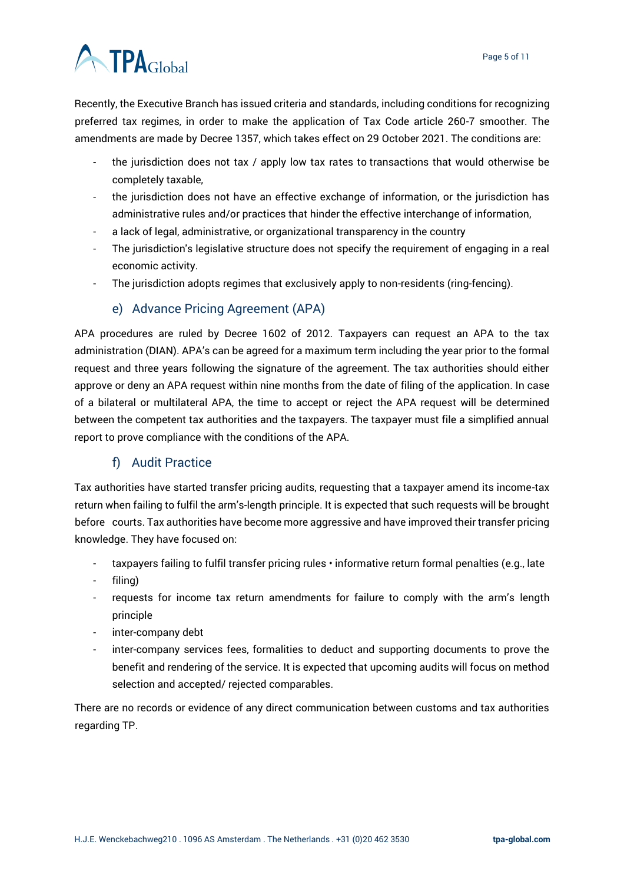Recently, the Executive Branch has issued criteria and standards, including conditions for recognizing preferred tax regimes, in order to make the application of Tax Code article 260-7 smoother. The amendments are made by Decree 1357, which takes effect on 29 October 2021. The conditions are:

- the jurisdiction does not tax / apply low tax rates to transactions that would otherwise be completely taxable,
- the jurisdiction does not have an effective exchange of information, or the jurisdiction has administrative rules and/or practices that hinder the effective interchange of information,
- a lack of legal, administrative, or organizational transparency in the country
- The jurisdiction's legislative structure does not specify the requirement of engaging in a real economic activity.
- The jurisdiction adopts regimes that exclusively apply to non-residents (ring-fencing).

### e) Advance Pricing Agreement (APA)

APA procedures are ruled by Decree 1602 of 2012. Taxpayers can request an APA to the tax administration (DIAN). APA's can be agreed for a maximum term including the year prior to the formal request and three years following the signature of the agreement. The tax authorities should either approve or deny an APA request within nine months from the date of filing of the application. In case of a bilateral or multilateral APA, the time to accept or reject the APA request will be determined between the competent tax authorities and the taxpayers. The taxpayer must file a simplified annual report to prove compliance with the conditions of the APA.

### f) Audit Practice

Tax authorities have started transfer pricing audits, requesting that a taxpayer amend its income-tax return when failing to fulfil the arm's-length principle. It is expected that such requests will be brought before courts. Tax authorities have become more aggressive and have improved their transfer pricing knowledge. They have focused on:

- taxpayers failing to fulfil transfer pricing rules • informative return formal penalties (e.g., late
- filing)
- requests for income tax return amendments for failure to comply with the arm's length principle
- inter-company debt
- inter-company services fees, formalities to deduct and supporting documents to prove the benefit and rendering of the service. It is expected that upcoming audits will focus on method selection and accepted/ rejected comparables.

There are no records or evidence of any direct communication between customs and tax authorities regarding TP.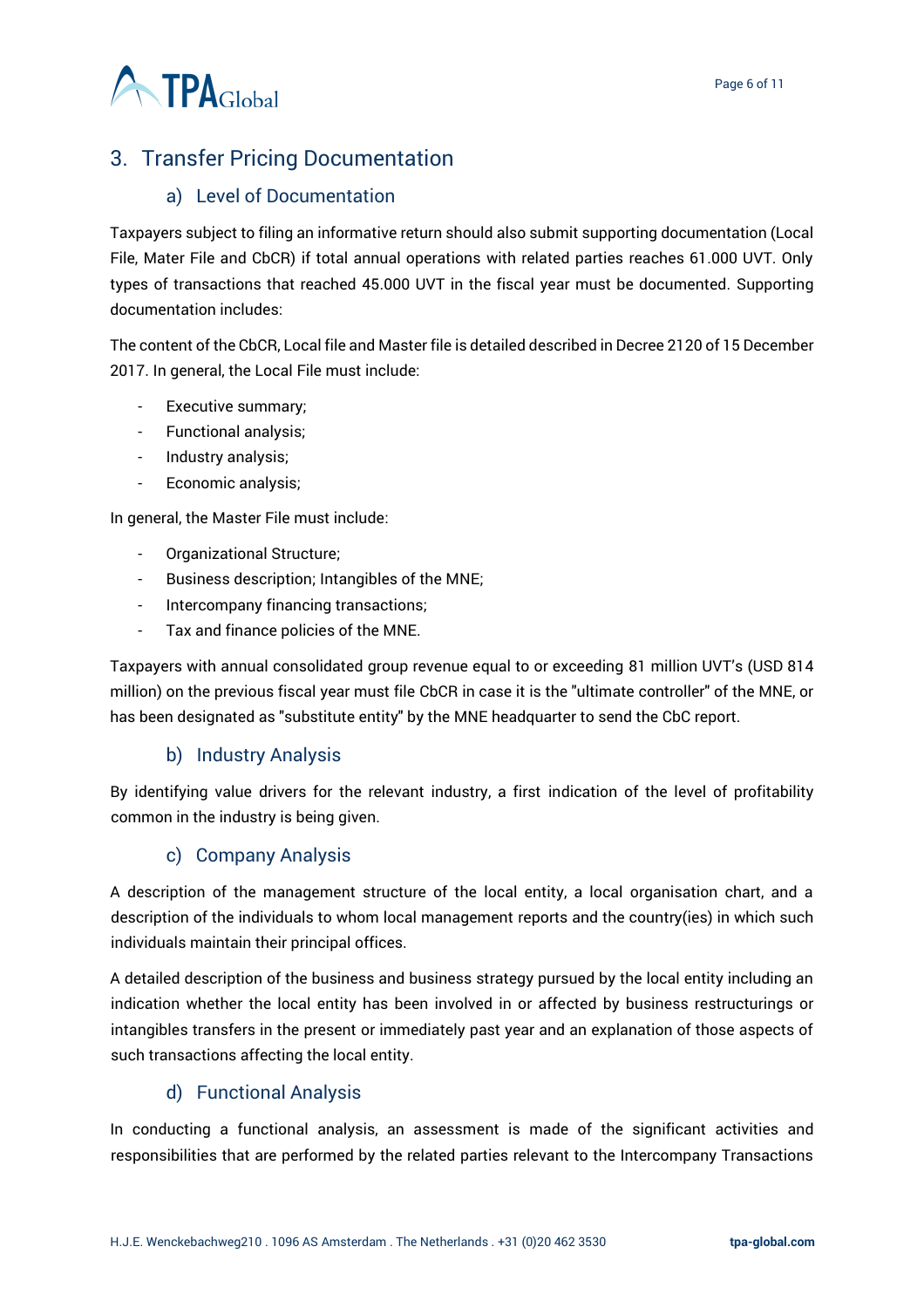## 3. Transfer Pricing Documentation

### a) Level of Documentation

Taxpayers subject to filing an informative return should also submit supporting documentation (Local File, Mater File and CbCR) if total annual operations with related parties reaches 61.000 UVT. Only types of transactions that reached 45.000 UVT in the fiscal year must be documented. Supporting documentation includes:

The content of the CbCR, Local file and Master file is detailed described in Decree 2120 of 15 December 2017. In general, the Local File must include:

- Executive summary;
- Functional analysis;
- Industry analysis;
- Economic analysis;

In general, the Master File must include:

- Organizational Structure;
- Business description; Intangibles of the MNE;
- Intercompany financing transactions;
- Tax and finance policies of the MNE.

Taxpayers with annual consolidated group revenue equal to or exceeding 81 million UVT's (USD 814 million) on the previous fiscal year must file CbCR in case it is the "ultimate controller" of the MNE, or has been designated as "substitute entity" by the MNE headquarter to send the CbC report.

### b) Industry Analysis

By identifying value drivers for the relevant industry, a first indication of the level of profitability common in the industry is being given.

### c) Company Analysis

A description of the management structure of the local entity, a local organisation chart, and a description of the individuals to whom local management reports and the country(ies) in which such individuals maintain their principal offices.

A detailed description of the business and business strategy pursued by the local entity including an indication whether the local entity has been involved in or affected by business restructurings or intangibles transfers in the present or immediately past year and an explanation of those aspects of such transactions affecting the local entity.

### d) Functional Analysis

In conducting a functional analysis, an assessment is made of the significant activities and responsibilities that are performed by the related parties relevant to the Intercompany Transactions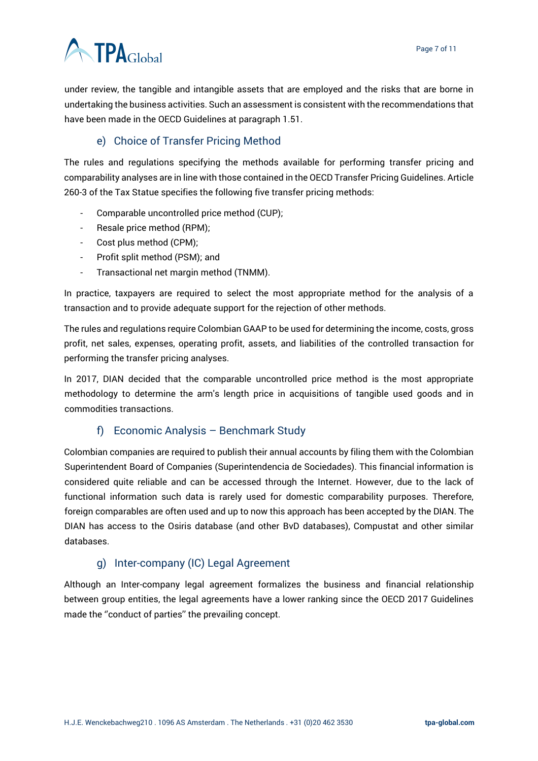under review, the tangible and intangible assets that are employed and the risks that are borne in undertaking the business activities. Such an assessment is consistent with the recommendations that have been made in the OECD Guidelines at paragraph 1.51.

### e) Choice of Transfer Pricing Method

The rules and regulations specifying the methods available for performing transfer pricing and comparability analyses are in line with those contained in the OECD Transfer Pricing Guidelines. Article 260-3 of the Tax Statue specifies the following five transfer pricing methods:

- Comparable uncontrolled price method (CUP);
- Resale price method (RPM);
- Cost plus method (CPM);
- Profit split method (PSM); and
- Transactional net margin method (TNMM).

In practice, taxpayers are required to select the most appropriate method for the analysis of a transaction and to provide adequate support for the rejection of other methods.

The rules and regulations require Colombian GAAP to be used for determining the income, costs, gross profit, net sales, expenses, operating profit, assets, and liabilities of the controlled transaction for performing the transfer pricing analyses.

In 2017, DIAN decided that the comparable uncontrolled price method is the most appropriate methodology to determine the arm's length price in acquisitions of tangible used goods and in commodities transactions.

### f) Economic Analysis – Benchmark Study

Colombian companies are required to publish their annual accounts by filing them with the Colombian Superintendent Board of Companies (Superintendencia de Sociedades). This financial information is considered quite reliable and can be accessed through the Internet. However, due to the lack of functional information such data is rarely used for domestic comparability purposes. Therefore, foreign comparables are often used and up to now this approach has been accepted by the DIAN. The DIAN has access to the Osiris database (and other BvD databases), Compustat and other similar databases.

### g) Inter-company (IC) Legal Agreement

Although an Inter-company legal agreement formalizes the business and financial relationship between group entities, the legal agreements have a lower ranking since the OECD 2017 Guidelines made the ''conduct of parties'' the prevailing concept.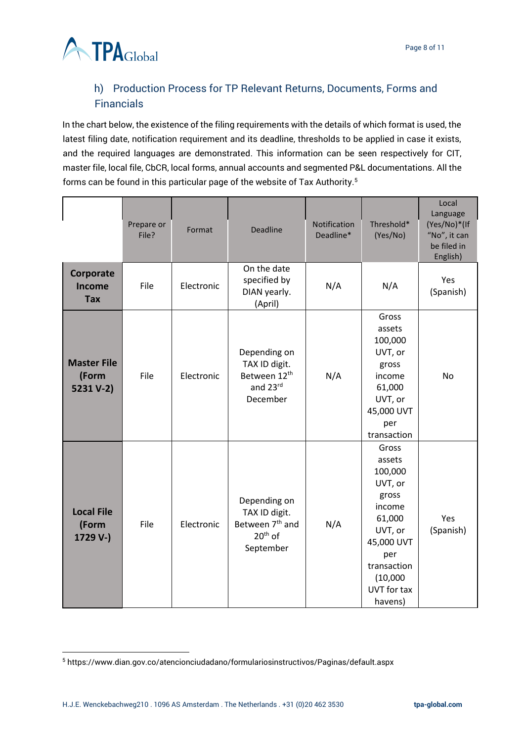## h) Production Process for TP Relevant Returns, Documents, Forms and Financials

In the chart below, the existence of the filing requirements with the details of which format is used, the latest filing date, notification requirement and its deadline, thresholds to be applied in case it exists, and the required languages are demonstrated. This information can be seen respectively for CIT, master file, local file, CbCR, local forms, annual accounts and segmented P&L documentations. All the forms can be found in this particular page of the website of Tax Authority.[5]

| | Prepare or File? | Format | Deadline | Notification Deadline* | Threshold* (Yes/No) | Local Language (Yes/No)*(If "No", it can be filed in English) |
|---|---|---|---|---|---|---|
| **Corporate Income Tax** | File | Electronic | On the date specified by DIAN yearly. (April) | N/A | N/A | Yes (Spanish) |
| **Master File (Form 5231 V-2)** | File | Electronic | Depending on TAX ID digit. Between 12th and 23rd December | N/A | Gross assets 100,000 UVT, or gross income 61,000 UVT, or 45,000 UVT per transaction | No |
| **Local File (Form 1729 V-)** | File | Electronic | Depending on TAX ID digit. Between 7th and 20th of September | N/A | Gross assets 100,000 UVT, or gross income 61,000 UVT, or 45,000 UVT per transaction (10,000 UVT for tax havens) | Yes (Spanish) |

[5] https://www.dian.gov.co/atencionciudadano/formulariosinstructivos/Paginas/default.aspx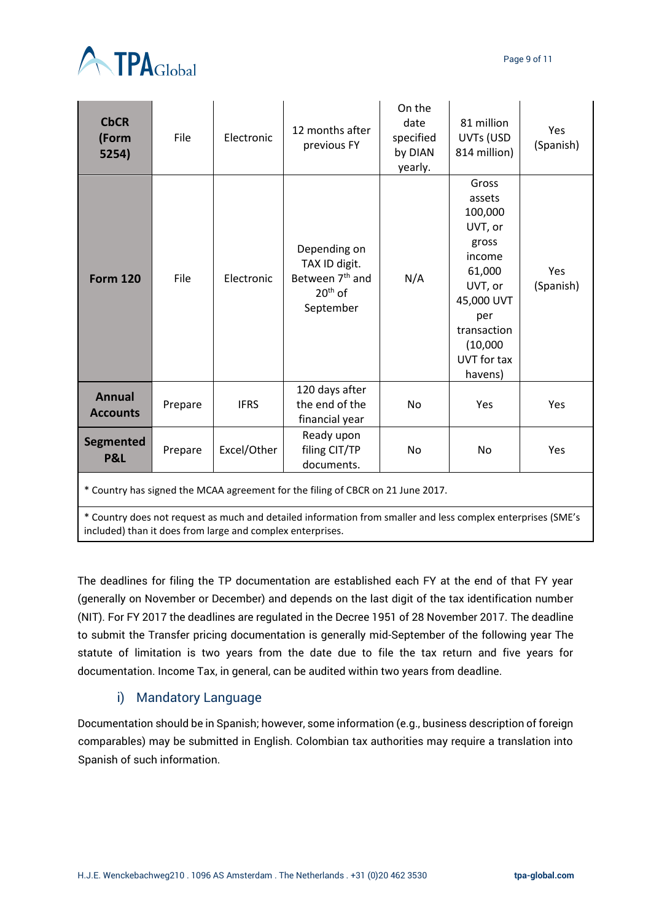| **CbCR (Form 5254)** | File | Electronic | 12 months after previous FY | On the date specified by DIAN yearly. | 81 million UVTs (USD 814 million) | Yes (Spanish) |
|---|---|---|---|---|---|---|
| **Form 120** | File | Electronic | Depending on TAX ID digit. Between 7th and 20th of September | N/A | Gross assets 100,000 UVT, or gross income 61,000 UVT, or 45,000 UVT per transaction (10,000 UVT for tax havens) | Yes (Spanish) |
| **Annual Accounts** | Prepare | IFRS | 120 days after the end of the financial year | No | Yes | Yes |
| **Segmented P&L** | Prepare | Excel/Other | Ready upon filing CIT/TP documents. | No | No | Yes |

* Country has signed the MCAA agreement for the filing of CBCR on 21 June 2017.

* Country does not request as much and detailed information from smaller and less complex enterprises (SME's included) than it does from large and complex enterprises.

The deadlines for filing the TP documentation are established each FY at the end of that FY year (generally on November or December) and depends on the last digit of the tax identification number (NIT). For FY 2017 the deadlines are regulated in the Decree 1951 of 28 November 2017. The deadline to submit the Transfer pricing documentation is generally mid-September of the following year The statute of limitation is two years from the date due to file the tax return and five years for documentation. Income Tax, in general, can be audited within two years from deadline.

### i) Mandatory Language

Documentation should be in Spanish; however, some information (e.g., business description of foreign comparables) may be submitted in English. Colombian tax authorities may require a translation into Spanish of such information.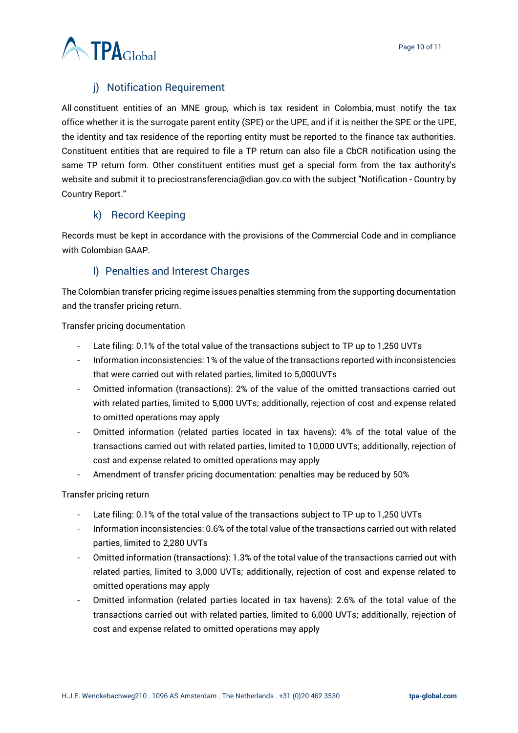### j) Notification Requirement

All constituent entities of an MNE group, which is tax resident in Colombia, must notify the tax office whether it is the surrogate parent entity (SPE) or the UPE, and if it is neither the SPE or the UPE, the identity and tax residence of the reporting entity must be reported to the finance tax authorities. Constituent entities that are required to file a TP return can also file a CbCR notification using the same TP return form. Other constituent entities must get a special form from the tax authority's website and submit it to preciostransferencia@dian.gov.co with the subject "Notification - Country by Country Report."

### k) Record Keeping

Records must be kept in accordance with the provisions of the Commercial Code and in compliance with Colombian GAAP.

### l) Penalties and Interest Charges

The Colombian transfer pricing regime issues penalties stemming from the supporting documentation and the transfer pricing return.

Transfer pricing documentation

- Late filing: 0.1% of the total value of the transactions subject to TP up to 1,250 UVTs
- Information inconsistencies: 1% of the value of the transactions reported with inconsistencies that were carried out with related parties, limited to 5,000UVTs
- Omitted information (transactions): 2% of the value of the omitted transactions carried out with related parties, limited to 5,000 UVTs; additionally, rejection of cost and expense related to omitted operations may apply
- Omitted information (related parties located in tax havens): 4% of the total value of the transactions carried out with related parties, limited to 10,000 UVTs; additionally, rejection of cost and expense related to omitted operations may apply
- Amendment of transfer pricing documentation: penalties may be reduced by 50%

Transfer pricing return

- Late filing: 0.1% of the total value of the transactions subject to TP up to 1,250 UVTs
- Information inconsistencies: 0.6% of the total value of the transactions carried out with related parties, limited to 2,280 UVTs
- Omitted information (transactions): 1.3% of the total value of the transactions carried out with related parties, limited to 3,000 UVTs; additionally, rejection of cost and expense related to omitted operations may apply
- Omitted information (related parties located in tax havens): 2.6% of the total value of the transactions carried out with related parties, limited to 6,000 UVTs; additionally, rejection of cost and expense related to omitted operations may apply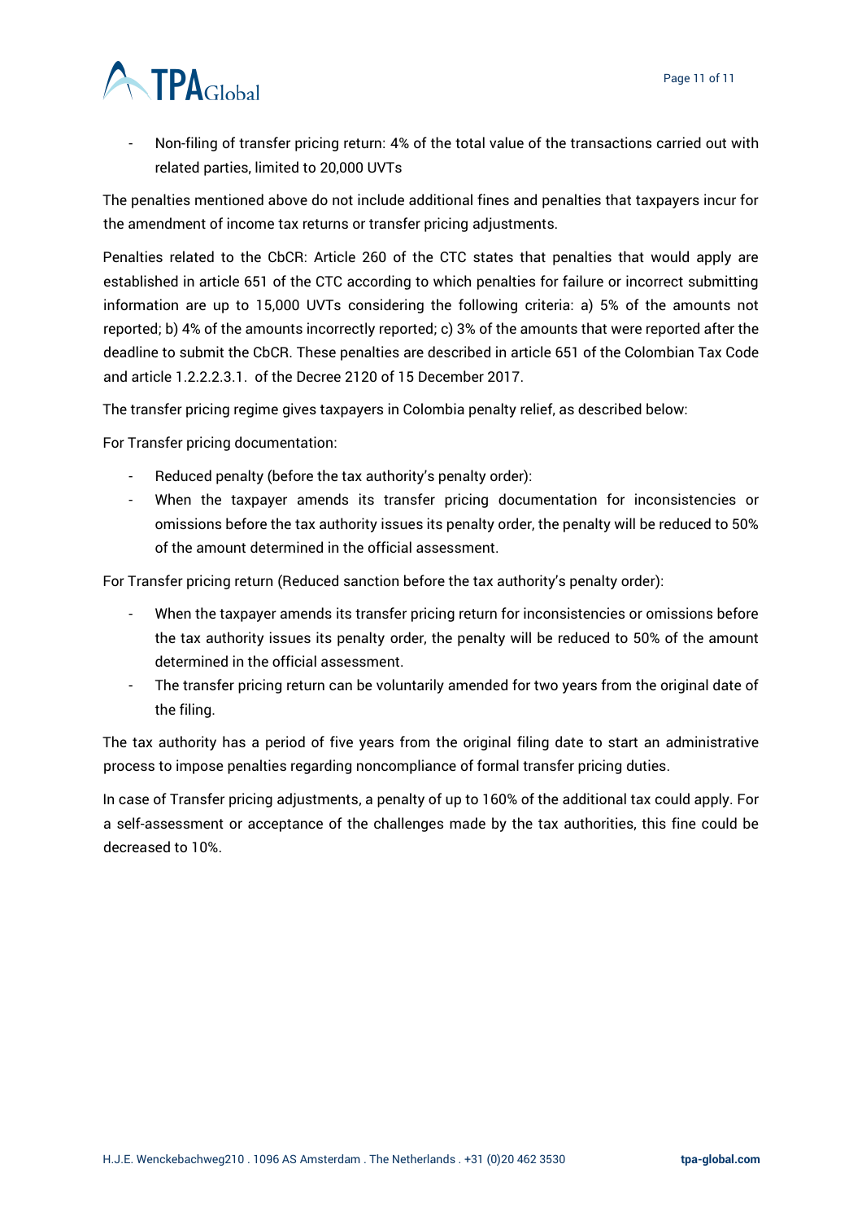- Non-filing of transfer pricing return: 4% of the total value of the transactions carried out with related parties, limited to 20,000 UVTs

The penalties mentioned above do not include additional fines and penalties that taxpayers incur for the amendment of income tax returns or transfer pricing adjustments.

Penalties related to the CbCR: Article 260 of the CTC states that penalties that would apply are established in article 651 of the CTC according to which penalties for failure or incorrect submitting information are up to 15,000 UVTs considering the following criteria: a) 5% of the amounts not reported; b) 4% of the amounts incorrectly reported; c) 3% of the amounts that were reported after the deadline to submit the CbCR. These penalties are described in article 651 of the Colombian Tax Code and article 1.2.2.2.3.1. of the Decree 2120 of 15 December 2017.

The transfer pricing regime gives taxpayers in Colombia penalty relief, as described below:

For Transfer pricing documentation:

- Reduced penalty (before the tax authority's penalty order):
- When the taxpayer amends its transfer pricing documentation for inconsistencies or omissions before the tax authority issues its penalty order, the penalty will be reduced to 50% of the amount determined in the official assessment.

For Transfer pricing return (Reduced sanction before the tax authority's penalty order):

- When the taxpayer amends its transfer pricing return for inconsistencies or omissions before the tax authority issues its penalty order, the penalty will be reduced to 50% of the amount determined in the official assessment.
- The transfer pricing return can be voluntarily amended for two years from the original date of the filing.

The tax authority has a period of five years from the original filing date to start an administrative process to impose penalties regarding noncompliance of formal transfer pricing duties.

In case of Transfer pricing adjustments, a penalty of up to 160% of the additional tax could apply. For a self-assessment or acceptance of the challenges made by the tax authorities, this fine could be decreased to 10%.